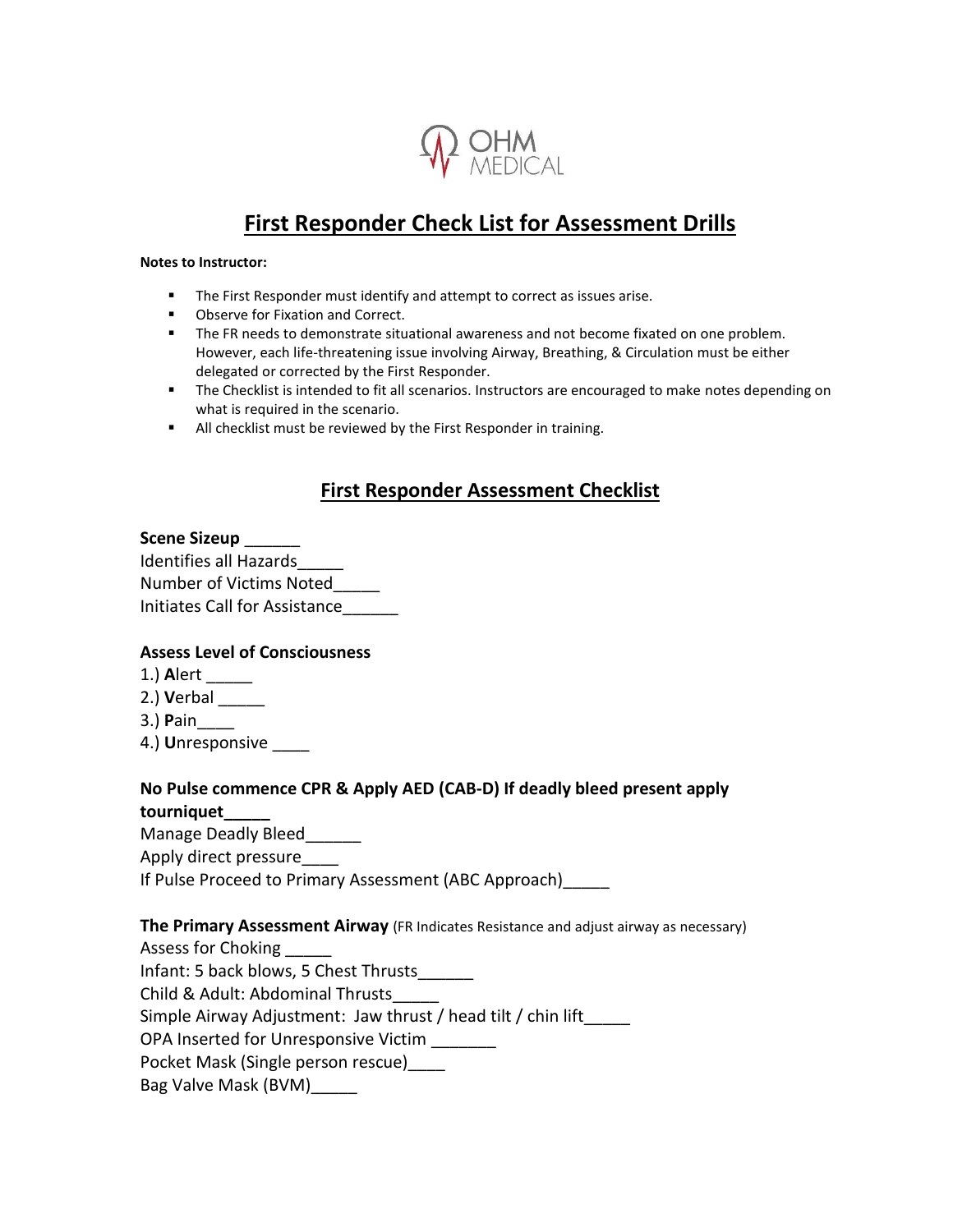OHM MEDICAL

# First Responder Check List for Assessment Drills

**Notes to Instructor:**

- The First Responder must identify and attempt to correct as issues arise.
- Observe for Fixation and Correct.
- The FR needs to demonstrate situational awareness and not become fixated on one problem. However, each life-threatening issue involving Airway, Breathing, & Circulation must be either delegated or corrected by the First Responder.
- The Checklist is intended to fit all scenarios. Instructors are encouraged to make notes depending on what is required in the scenario.
- All checklist must be reviewed by the First Responder in training.

## First Responder Assessment Checklist

**Scene Sizeup** ______
Identifies all Hazards_____
Number of Victims Noted_____
Initiates Call for Assistance______

**Assess Level of Consciousness**
1.) **A**lert _____
2.) **V**erbal _____
3.) **P**ain____
4.) **U**nresponsive ____

**No Pulse commence CPR & Apply AED (CAB-D) If deadly bleed present apply tourniquet_____**
Manage Deadly Bleed______
Apply direct pressure____
If Pulse Proceed to Primary Assessment (ABC Approach)_____

**The Primary Assessment Airway** (FR Indicates Resistance and adjust airway as necessary)
Assess for Choking _____
Infant: 5 back blows, 5 Chest Thrusts______
Child & Adult: Abdominal Thrusts_____
Simple Airway Adjustment: Jaw thrust / head tilt / chin lift_____
OPA Inserted for Unresponsive Victim _______
Pocket Mask (Single person rescue)____
Bag Valve Mask (BVM)_____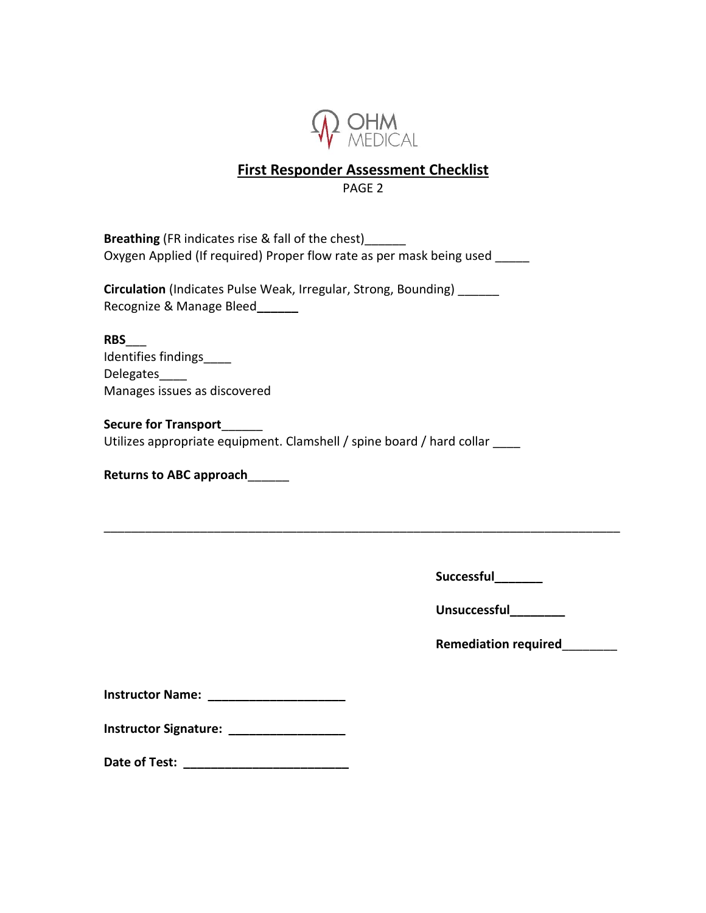OHM MEDICAL

## First Responder Assessment Checklist

PAGE 2

**Breathing** (FR indicates rise & fall of the chest)______
Oxygen Applied (If required) Proper flow rate as per mask being used _____

**Circulation** (Indicates Pulse Weak, Irregular, Strong, Bounding) ______
Recognize & Manage Bleed______

**RBS**___
Identifies findings____
Delegates____
Manages issues as discovered

**Secure for Transport**______
Utilizes appropriate equipment. Clamshell / spine board / hard collar ____

**Returns to ABC approach**______

---

**Successful**_______

**Unsuccessful**________

**Remediation required**________

**Instructor Name:** ____________________

**Instructor Signature:** _________________

**Date of Test:** ________________________